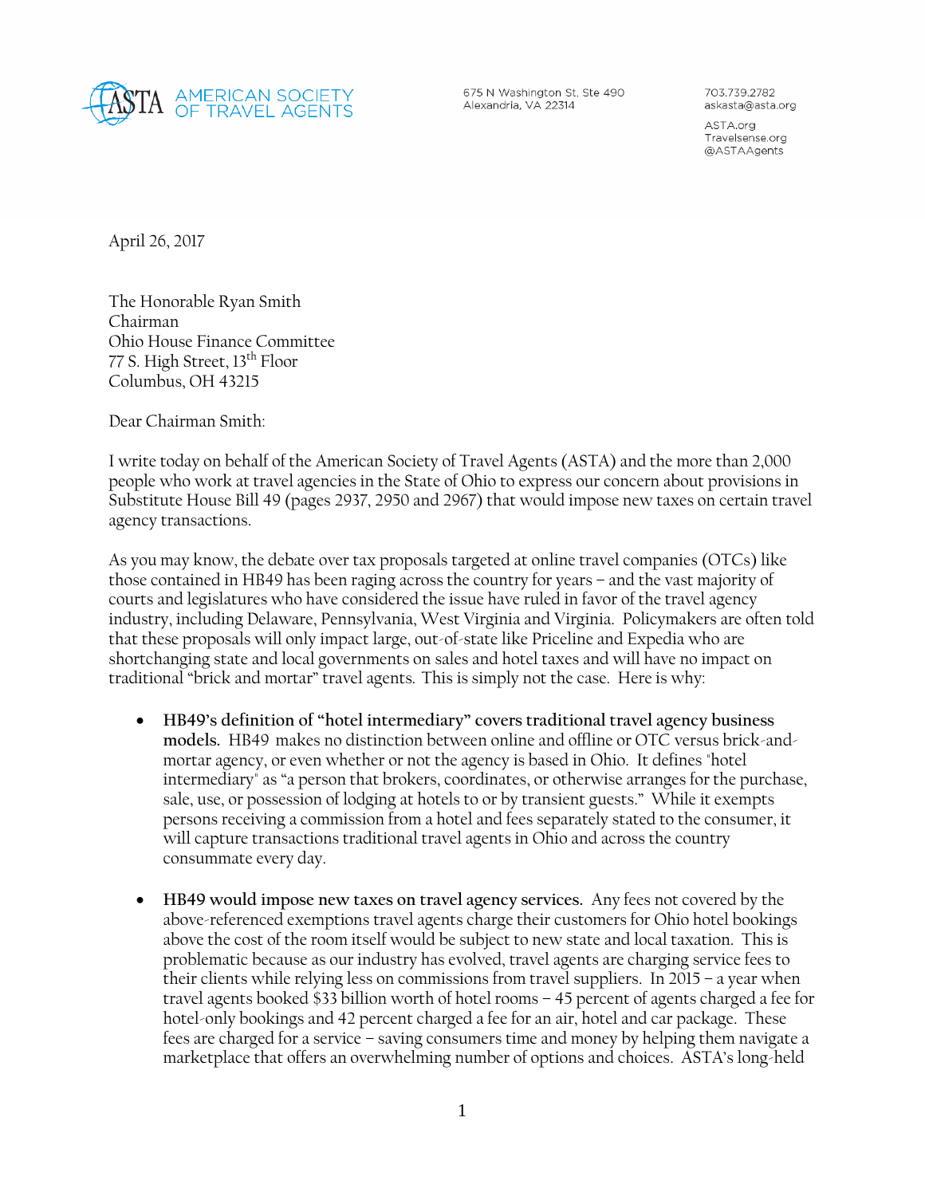AMERICAN SOCIETY OF TRAVEL AGENTS

675 N Washington St, Ste 490
Alexandria, VA 22314

703.739.2782
askasta@asta.org

ASTA.org
Travelsense.org
@ASTAAgents

April 26, 2017

The Honorable Ryan Smith
Chairman
Ohio House Finance Committee
77 S. High Street, 13th Floor
Columbus, OH 43215

Dear Chairman Smith:

I write today on behalf of the American Society of Travel Agents (ASTA) and the more than 2,000 people who work at travel agencies in the State of Ohio to express our concern about provisions in Substitute House Bill 49 (pages 2937, 2950 and 2967) that would impose new taxes on certain travel agency transactions.

As you may know, the debate over tax proposals targeted at online travel companies (OTCs) like those contained in HB49 has been raging across the country for years – and the vast majority of courts and legislatures who have considered the issue have ruled in favor of the travel agency industry, including Delaware, Pennsylvania, West Virginia and Virginia. Policymakers are often told that these proposals will only impact large, out-of-state like Priceline and Expedia who are shortchanging state and local governments on sales and hotel taxes and will have no impact on traditional "brick and mortar" travel agents. This is simply not the case. Here is why:

- **HB49's definition of "hotel intermediary" covers traditional travel agency business models.** HB49 makes no distinction between online and offline or OTC versus brick-and-mortar agency, or even whether or not the agency is based in Ohio. It defines "hotel intermediary" as "a person that brokers, coordinates, or otherwise arranges for the purchase, sale, use, or possession of lodging at hotels to or by transient guests." While it exempts persons receiving a commission from a hotel and fees separately stated to the consumer, it will capture transactions traditional travel agents in Ohio and across the country consummate every day.

- **HB49 would impose new taxes on travel agency services.** Any fees not covered by the above-referenced exemptions travel agents charge their customers for Ohio hotel bookings above the cost of the room itself would be subject to new state and local taxation. This is problematic because as our industry has evolved, travel agents are charging service fees to their clients while relying less on commissions from travel suppliers. In 2015 – a year when travel agents booked $33 billion worth of hotel rooms – 45 percent of agents charged a fee for hotel-only bookings and 42 percent charged a fee for an air, hotel and car package. These fees are charged for a service – saving consumers time and money by helping them navigate a marketplace that offers an overwhelming number of options and choices. ASTA's long-held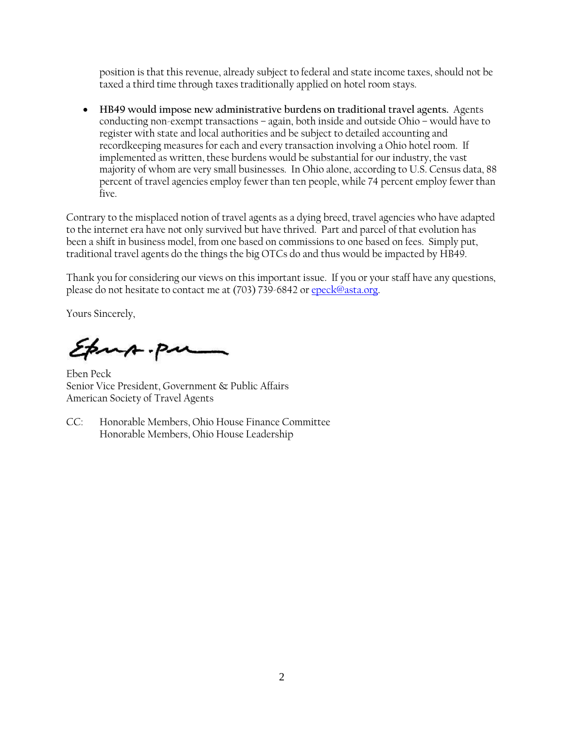position is that this revenue, already subject to federal and state income taxes, should not be taxed a third time through taxes traditionally applied on hotel room stays.

- **HB49 would impose new administrative burdens on traditional travel agents.** Agents conducting non-exempt transactions – again, both inside and outside Ohio – would have to register with state and local authorities and be subject to detailed accounting and recordkeeping measures for each and every transaction involving a Ohio hotel room. If implemented as written, these burdens would be substantial for our industry, the vast majority of whom are very small businesses. In Ohio alone, according to U.S. Census data, 88 percent of travel agencies employ fewer than ten people, while 74 percent employ fewer than five.

Contrary to the misplaced notion of travel agents as a dying breed, travel agencies who have adapted to the internet era have not only survived but have thrived. Part and parcel of that evolution has been a shift in business model, from one based on commissions to one based on fees. Simply put, traditional travel agents do the things the big OTCs do and thus would be impacted by HB49.

Thank you for considering our views on this important issue. If you or your staff have any questions, please do not hesitate to contact me at (703) 739-6842 or epeck@asta.org.

Yours Sincerely,

Eben Peck
Senior Vice President, Government & Public Affairs
American Society of Travel Agents

CC: Honorable Members, Ohio House Finance Committee
Honorable Members, Ohio House Leadership